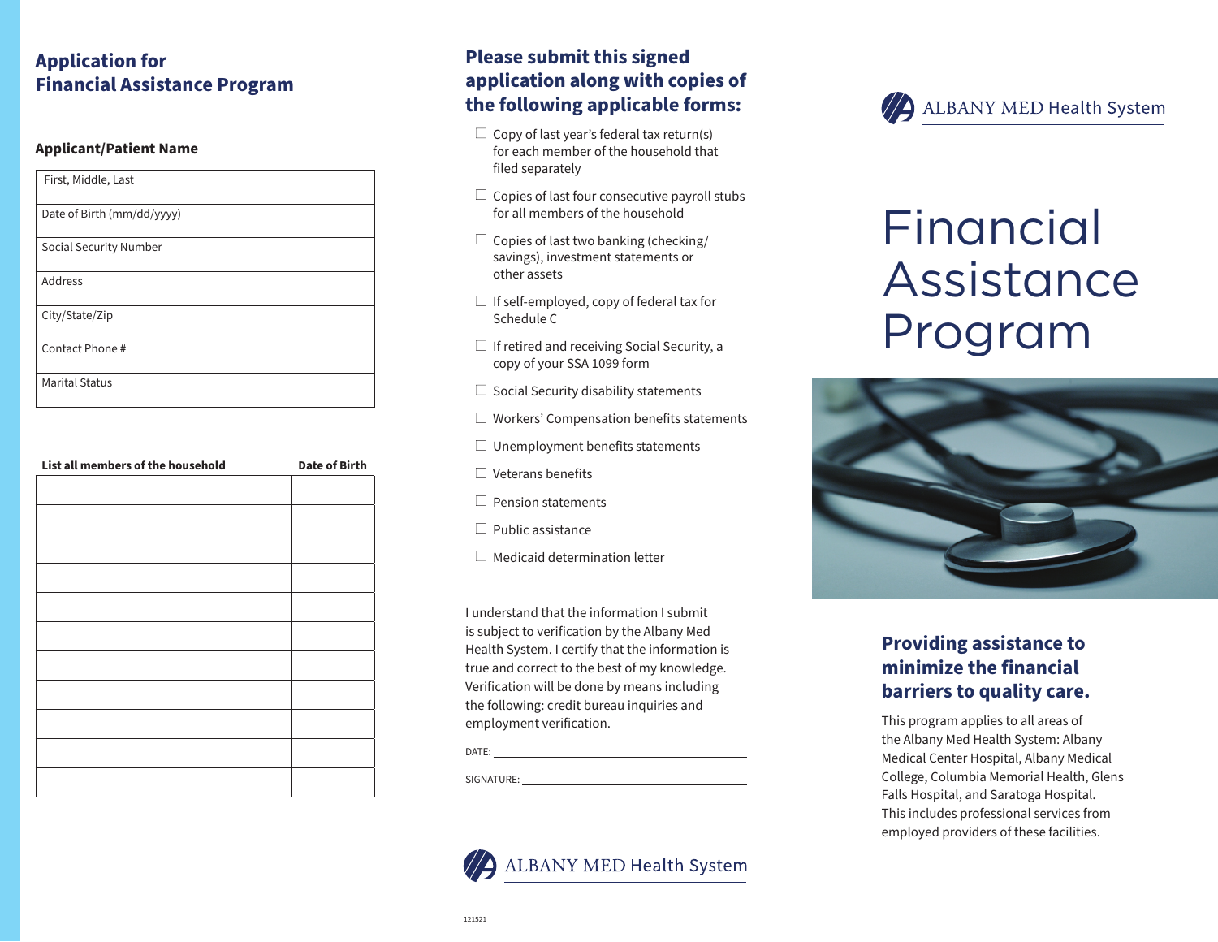## Application for Financial Assistance Program

### Applicant/Patient Name

| First, Middle, Last |
|---|
| Date of Birth (mm/dd/yyyy) |
| Social Security Number |
| Address |
| City/State/Zip |
| Contact Phone # |
| Marital Status |

| List all members of the household | Date of Birth |
|---|---|
| | |
| | |
| | |
| | |
| | |
| | |
| | |
| | |
| | |
| | |
| | |

### Please submit this signed application along with copies of the following applicable forms:

- ☐ Copy of last year's federal tax return(s) for each member of the household that filed separately
- ☐ Copies of last four consecutive payroll stubs for all members of the household
- ☐ Copies of last two banking (checking/savings), investment statements or other assets
- ☐ If self-employed, copy of federal tax for Schedule C
- ☐ If retired and receiving Social Security, a copy of your SSA 1099 form
- ☐ Social Security disability statements
- ☐ Workers' Compensation benefits statements
- ☐ Unemployment benefits statements
- ☐ Veterans benefits
- ☐ Pension statements
- ☐ Public assistance
- ☐ Medicaid determination letter

I understand that the information I submit is subject to verification by the Albany Med Health System. I certify that the information is true and correct to the best of my knowledge. Verification will be done by means including the following: credit bureau inquiries and employment verification.

DATE: ______________________________

SIGNATURE: ______________________________

ALBANY MED Health System

121521

ALBANY MED Health System

# Financial Assistance Program

### Providing assistance to minimize the financial barriers to quality care.

This program applies to all areas of the Albany Med Health System: Albany Medical Center Hospital, Albany Medical College, Columbia Memorial Health, Glens Falls Hospital, and Saratoga Hospital. This includes professional services from employed providers of these facilities.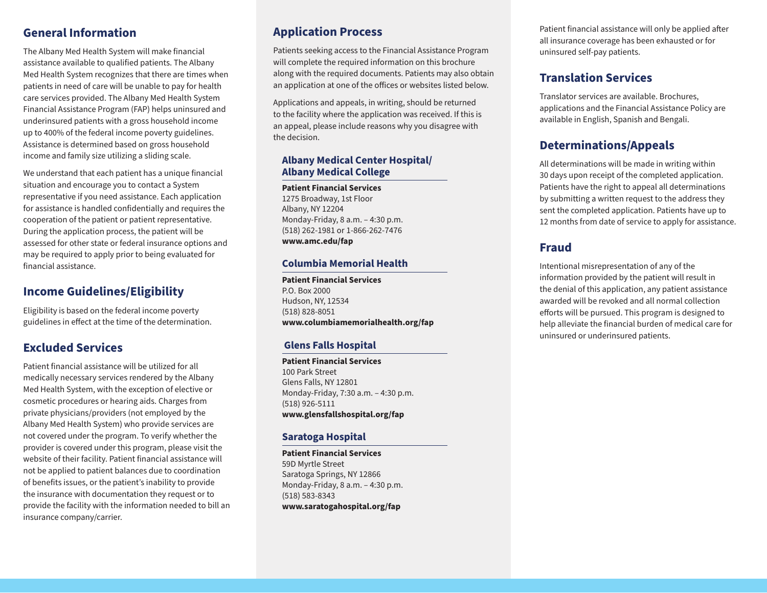## General Information

The Albany Med Health System will make financial assistance available to qualified patients. The Albany Med Health System recognizes that there are times when patients in need of care will be unable to pay for health care services provided. The Albany Med Health System Financial Assistance Program (FAP) helps uninsured and underinsured patients with a gross household income up to 400% of the federal income poverty guidelines. Assistance is determined based on gross household income and family size utilizing a sliding scale.

We understand that each patient has a unique financial situation and encourage you to contact a System representative if you need assistance. Each application for assistance is handled confidentially and requires the cooperation of the patient or patient representative. During the application process, the patient will be assessed for other state or federal insurance options and may be required to apply prior to being evaluated for financial assistance.

## Income Guidelines/Eligibility

Eligibility is based on the federal income poverty guidelines in effect at the time of the determination.

## Excluded Services

Patient financial assistance will be utilized for all medically necessary services rendered by the Albany Med Health System, with the exception of elective or cosmetic procedures or hearing aids. Charges from private physicians/providers (not employed by the Albany Med Health System) who provide services are not covered under the program. To verify whether the provider is covered under this program, please visit the website of their facility. Patient financial assistance will not be applied to patient balances due to coordination of benefits issues, or the patient's inability to provide the insurance with documentation they request or to provide the facility with the information needed to bill an insurance company/carrier.

## Application Process

Patients seeking access to the Financial Assistance Program will complete the required information on this brochure along with the required documents. Patients may also obtain an application at one of the offices or websites listed below.

Applications and appeals, in writing, should be returned to the facility where the application was received. If this is an appeal, please include reasons why you disagree with the decision.

### Albany Medical Center Hospital/ Albany Medical College

**Patient Financial Services**
1275 Broadway, 1st Floor
Albany, NY 12204
Monday-Friday, 8 a.m. – 4:30 p.m.
(518) 262-1981 or 1-866-262-7476
**www.amc.edu/fap**

### Columbia Memorial Health

**Patient Financial Services**
P.O. Box 2000
Hudson, NY, 12534
(518) 828-8051
**www.columbiamemorialhealth.org/fap**

### Glens Falls Hospital

**Patient Financial Services**
100 Park Street
Glens Falls, NY 12801
Monday-Friday, 7:30 a.m. – 4:30 p.m.
(518) 926-5111
**www.glensfallshospital.org/fap**

### Saratoga Hospital

**Patient Financial Services**
59D Myrtle Street
Saratoga Springs, NY 12866
Monday-Friday, 8 a.m. – 4:30 p.m.
(518) 583-8343
**www.saratogahospital.org/fap**

Patient financial assistance will only be applied after all insurance coverage has been exhausted or for uninsured self-pay patients.

## Translation Services

Translator services are available. Brochures, applications and the Financial Assistance Policy are available in English, Spanish and Bengali.

## Determinations/Appeals

All determinations will be made in writing within 30 days upon receipt of the completed application. Patients have the right to appeal all determinations by submitting a written request to the address they sent the completed application. Patients have up to 12 months from date of service to apply for assistance.

## Fraud

Intentional misrepresentation of any of the information provided by the patient will result in the denial of this application, any patient assistance awarded will be revoked and all normal collection efforts will be pursued. This program is designed to help alleviate the financial burden of medical care for uninsured or underinsured patients.